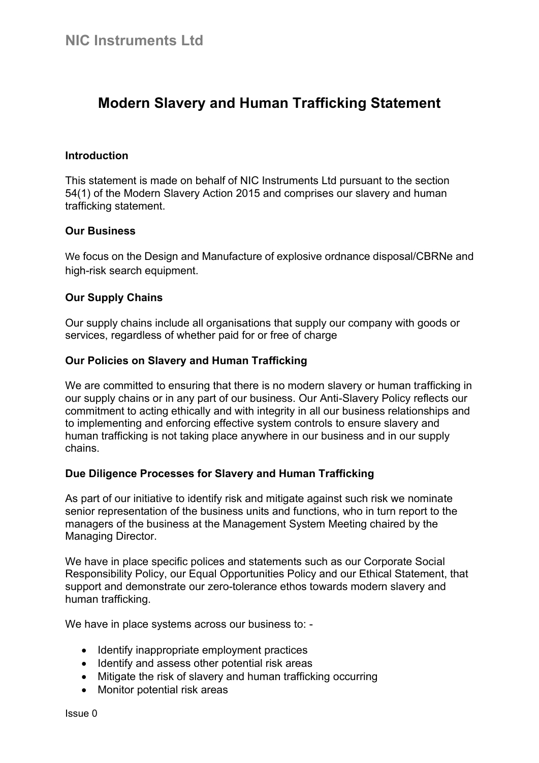# NIC Instruments Ltd

## Modern Slavery and Human Trafficking Statement

### Introduction

This statement is made on behalf of NIC Instruments Ltd pursuant to the section 54(1) of the Modern Slavery Action 2015 and comprises our slavery and human trafficking statement.

### Our Business

We focus on the Design and Manufacture of explosive ordnance disposal/CBRNe and high-risk search equipment.

### Our Supply Chains

Our supply chains include all organisations that supply our company with goods or services, regardless of whether paid for or free of charge

### Our Policies on Slavery and Human Trafficking

We are committed to ensuring that there is no modern slavery or human trafficking in our supply chains or in any part of our business. Our Anti-Slavery Policy reflects our commitment to acting ethically and with integrity in all our business relationships and to implementing and enforcing effective system controls to ensure slavery and human trafficking is not taking place anywhere in our business and in our supply chains.

### Due Diligence Processes for Slavery and Human Trafficking

As part of our initiative to identify risk and mitigate against such risk we nominate senior representation of the business units and functions, who in turn report to the managers of the business at the Management System Meeting chaired by the Managing Director.

We have in place specific polices and statements such as our Corporate Social Responsibility Policy, our Equal Opportunities Policy and our Ethical Statement, that support and demonstrate our zero-tolerance ethos towards modern slavery and human trafficking.

We have in place systems across our business to: -

- Identify inappropriate employment practices
- Identify and assess other potential risk areas
- Mitigate the risk of slavery and human trafficking occurring
- Monitor potential risk areas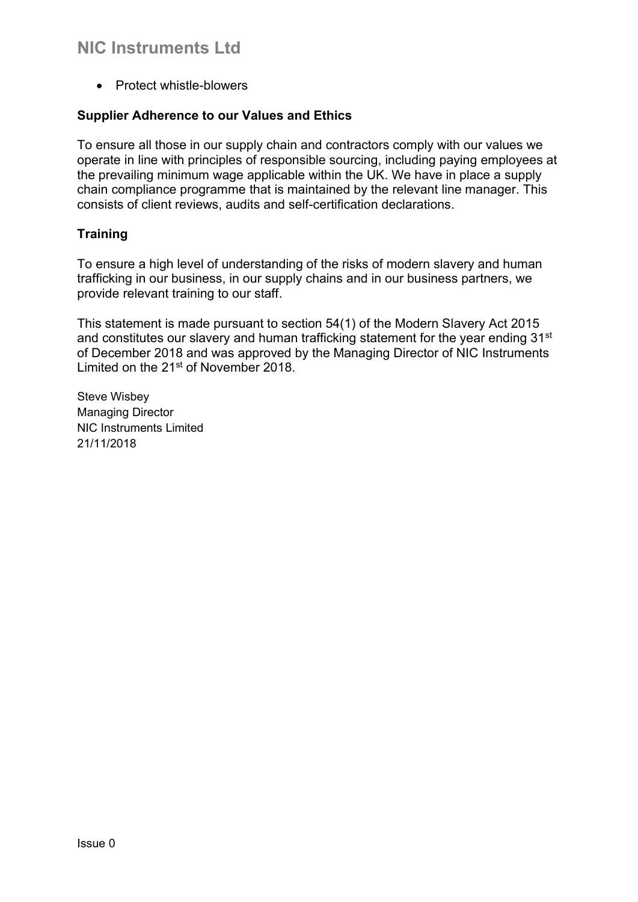- Protect whistle-blowers

**Supplier Adherence to our Values and Ethics**

To ensure all those in our supply chain and contractors comply with our values we operate in line with principles of responsible sourcing, including paying employees at the prevailing minimum wage applicable within the UK. We have in place a supply chain compliance programme that is maintained by the relevant line manager. This consists of client reviews, audits and self-certification declarations.

**Training**

To ensure a high level of understanding of the risks of modern slavery and human trafficking in our business, in our supply chains and in our business partners, we provide relevant training to our staff.

This statement is made pursuant to section 54(1) of the Modern Slavery Act 2015 and constitutes our slavery and human trafficking statement for the year ending 31st of December 2018 and was approved by the Managing Director of NIC Instruments Limited on the 21st of November 2018.

Steve Wisbey
Managing Director
NIC Instruments Limited
21/11/2018